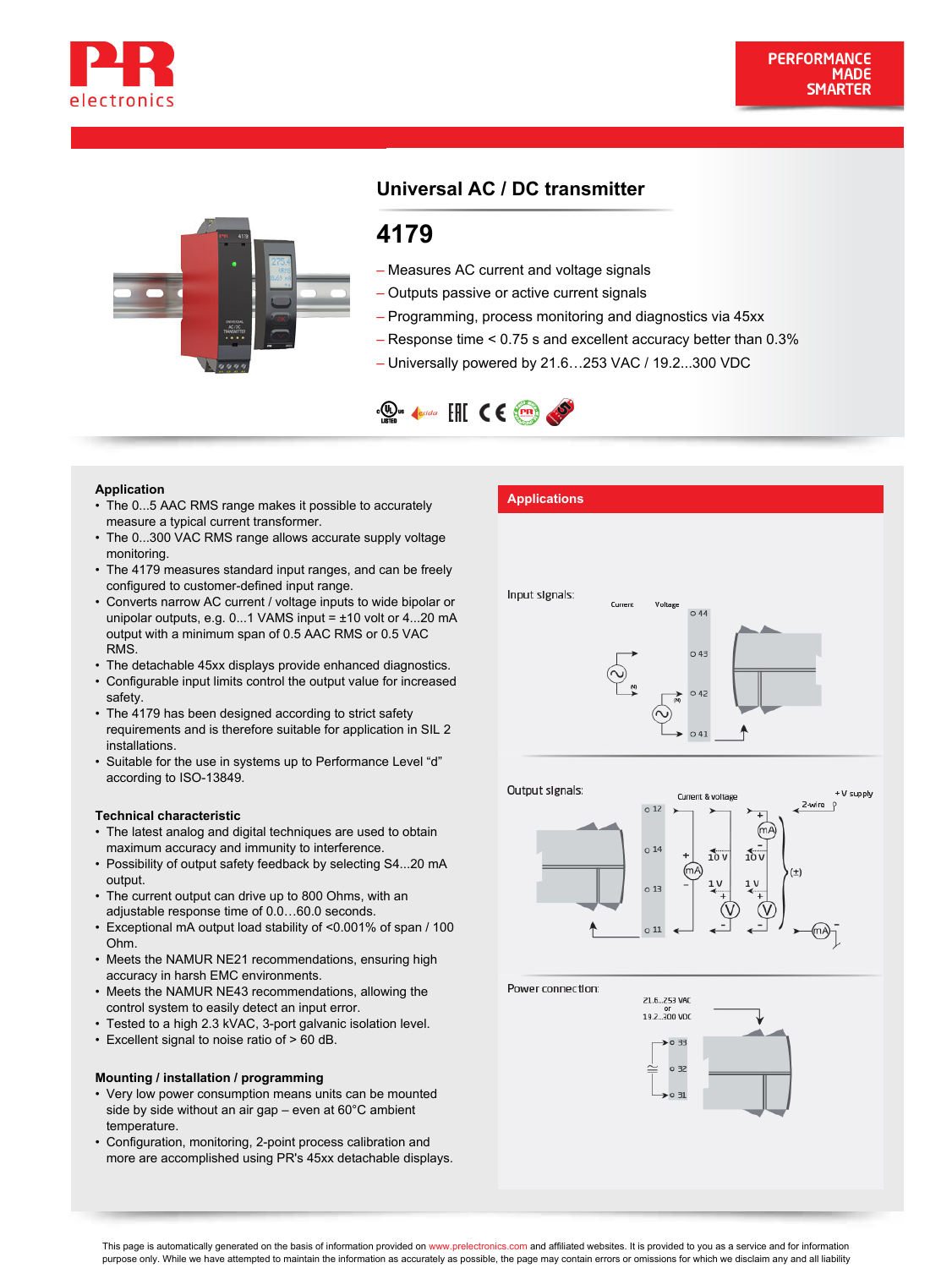## Universal AC / DC transmitter

# 4179

- Measures AC current and voltage signals
- Outputs passive or active current signals
- Programming, process monitoring and diagnostics via 45xx
- Response time < 0.75 s and excellent accuracy better than 0.3%
- Universally powered by 21.6…253 VAC / 19.2...300 VDC

### Application

- The 0...5 AAC RMS range makes it possible to accurately measure a typical current transformer.
- The 0...300 VAC RMS range allows accurate supply voltage monitoring.
- The 4179 measures standard input ranges, and can be freely configured to customer-defined input range.
- Converts narrow AC current / voltage inputs to wide bipolar or unipolar outputs, e.g. 0...1 VAMS input = ±10 volt or 4...20 mA output with a minimum span of 0.5 AAC RMS or 0.5 VAC RMS.
- The detachable 45xx displays provide enhanced diagnostics.
- Configurable input limits control the output value for increased safety.
- The 4179 has been designed according to strict safety requirements and is therefore suitable for application in SIL 2 installations.
- Suitable for the use in systems up to Performance Level “d” according to ISO-13849.

### Technical characteristic

- The latest analog and digital techniques are used to obtain maximum accuracy and immunity to interference.
- Possibility of output safety feedback by selecting S4...20 mA output.
- The current output can drive up to 800 Ohms, with an adjustable response time of 0.0…60.0 seconds.
- Exceptional mA output load stability of <0.001% of span / 100 Ohm.
- Meets the NAMUR NE21 recommendations, ensuring high accuracy in harsh EMC environments.
- Meets the NAMUR NE43 recommendations, allowing the control system to easily detect an input error.
- Tested to a high 2.3 kVAC, 3-port galvanic isolation level.
- Excellent signal to noise ratio of > 60 dB.

### Mounting / installation / programming

- Very low power consumption means units can be mounted side by side without an air gap – even at 60°C ambient temperature.
- Configuration, monitoring, 2-point process calibration and more are accomplished using PR's 45xx detachable displays.

### Applications

Input signals:

Output signals:

Power connection: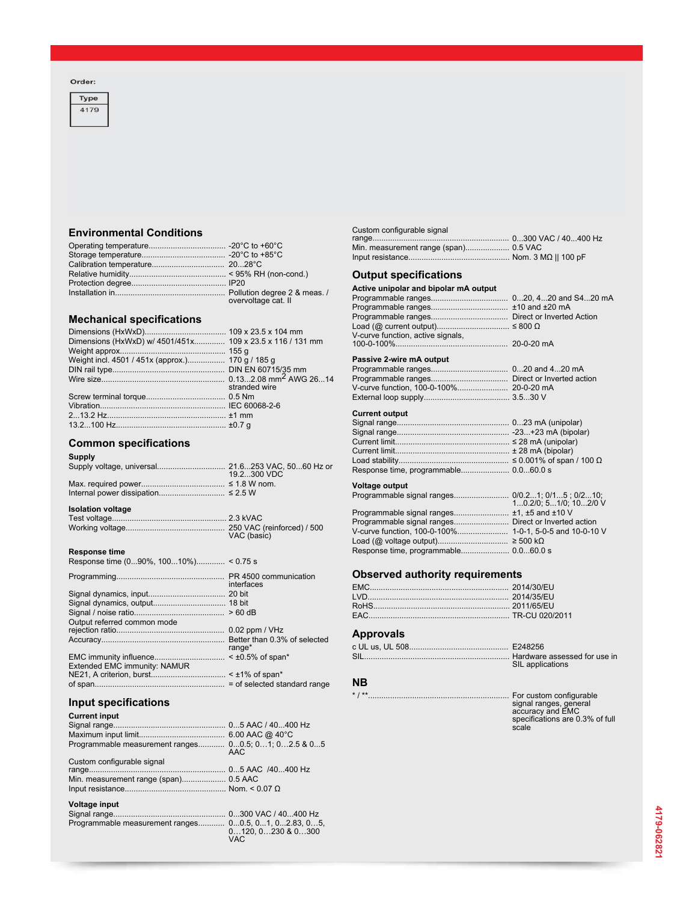Order:

| Type |
| --- |
| 4179 |

## Environmental Conditions

| | |
| --- | --- |
| Operating temperature | -20°C to +60°C |
| Storage temperature | -20°C to +85°C |
| Calibration temperature | 20...28°C |
| Relative humidity | < 95% RH (non-cond.) |
| Protection degree | IP20 |
| Installation in | Pollution degree 2 & meas. / overvoltage cat. II |

## Mechanical specifications

| | |
| --- | --- |
| Dimensions (HxWxD) | 109 x 23.5 x 104 mm |
| Dimensions (HxWxD) w/ 4501/451x | 109 x 23.5 x 116 / 131 mm |
| Weight approx. | 155 g |
| Weight incl. 4501 / 451x (approx.) | 170 g / 185 g |
| DIN rail type | DIN EN 60715/35 mm |
| Wire size | 0.13...2.08 mm$^2$ AWG 26...14 stranded wire |
| Screw terminal torque | 0.5 Nm |
| Vibration | IEC 60068-2-6 |
| 2...13.2 Hz | ±1 mm |
| 13.2...100 Hz | ±0.7 g |

## Common specifications

### Supply

| | |
| --- | --- |
| Supply voltage, universal | 21.6...253 VAC, 50...60 Hz or 19.2...300 VDC |
| Max. required power | ≤ 1.8 W nom. |
| Internal power dissipation | ≤ 2.5 W |

### Isolation voltage

| | |
| --- | --- |
| Test voltage | 2.3 kVAC |
| Working voltage | 250 VAC (reinforced) / 500 VAC (basic) |

### Response time

| | |
| --- | --- |
| Response time (0...90%, 100...10%) | < 0.75 s |
| Programming | PR 4500 communication interfaces |
| Signal dynamics, input | 20 bit |
| Signal dynamics, output | 18 bit |
| Signal / noise ratio | > 60 dB |
| Output referred common mode rejection ratio | 0.02 ppm / VHz |
| Accuracy | Better than 0.3% of selected range* |
| EMC immunity influence | < ±0.5% of span* |
| Extended EMC immunity: NAMUR NE21, A criterion, burst | < ±1% of span* |
| of span | = of selected standard range |

## Input specifications

### Current input

| | |
| --- | --- |
| Signal range | 0...5 AAC / 40...400 Hz |
| Maximum input limit | 6.00 AAC @ 40°C |
| Programmable measurement ranges | 0...0.5; 0...1; 0...2.5 & 0...5 AAC |
| Custom configurable signal range | 0...5 AAC /40...400 Hz |
| Min. measurement range (span) | 0.5 AAC |
| Input resistance | Nom. < 0.07 Ω |

### Voltage input

| | |
| --- | --- |
| Signal range | 0...300 VAC / 40...400 Hz |
| Programmable measurement ranges | 0...0.5, 0...1, 0...2.83, 0...5, 0...120, 0...230 & 0...300 VAC |
| Custom configurable signal range | 0...300 VAC / 40...400 Hz |
| Min. measurement range (span) | 0.5 VAC |
| Input resistance | Nom. 3 MΩ \|\| 100 pF |

## Output specifications

### Active unipolar and bipolar mA output

| | |
| --- | --- |
| Programmable ranges | 0...20, 4...20 and S4...20 mA |
| Programmable ranges | ±10 and ±20 mA |
| Programmable ranges | Direct or Inverted Action |
| Load (@ current output) | ≤ 800 Ω |
| V-curve function, active signals, 100-0-100% | 20-0-20 mA |

### Passive 2-wire mA output

| | |
| --- | --- |
| Programmable ranges | 0...20 and 4...20 mA |
| Programmable ranges | Direct or Inverted action |
| V-curve function, 100-0-100% | 20-0-20 mA |
| External loop supply | 3.5...30 V |

### Current output

| | |
| --- | --- |
| Signal range | 0...23 mA (unipolar) |
| Signal range | -23...+23 mA (bipolar) |
| Current limit | ≤ 28 mA (unipolar) |
| Current limit | ± 28 mA (bipolar) |
| Load stability | ≤ 0.001% of span / 100 Ω |
| Response time, programmable | 0.0...60.0 s |

### Voltage output

| | |
| --- | --- |
| Programmable signal ranges | 0/0.2...1; 0/1...5 ; 0/2...10; 1...0.2/0; 5...1/0; 10...2/0 V |
| Programmable signal ranges | ±1, ±5 and ±10 V |
| Programmable signal ranges | Direct or Inverted action |
| V-curve function, 100-0-100% | 1-0-1, 5-0-5 and 10-0-10 V |
| Load (@ voltage output) | ≥ 500 kΩ |
| Response time, programmable | 0.0...60.0 s |

## Observed authority requirements

| | |
| --- | --- |
| EMC | 2014/30/EU |
| LVD | 2014/35/EU |
| RoHS | 2011/65/EU |
| EAC | TR-CU 020/2011 |

## Approvals

| | |
| --- | --- |
| c UL us, UL 508 | E248256 |
| SIL | Hardware assessed for use in SIL applications |

## NB

| | |
| --- | --- |
| * / ** | For custom configurable signal ranges, general accuracy and EMC specifications are 0.3% of full scale |

4179-062821